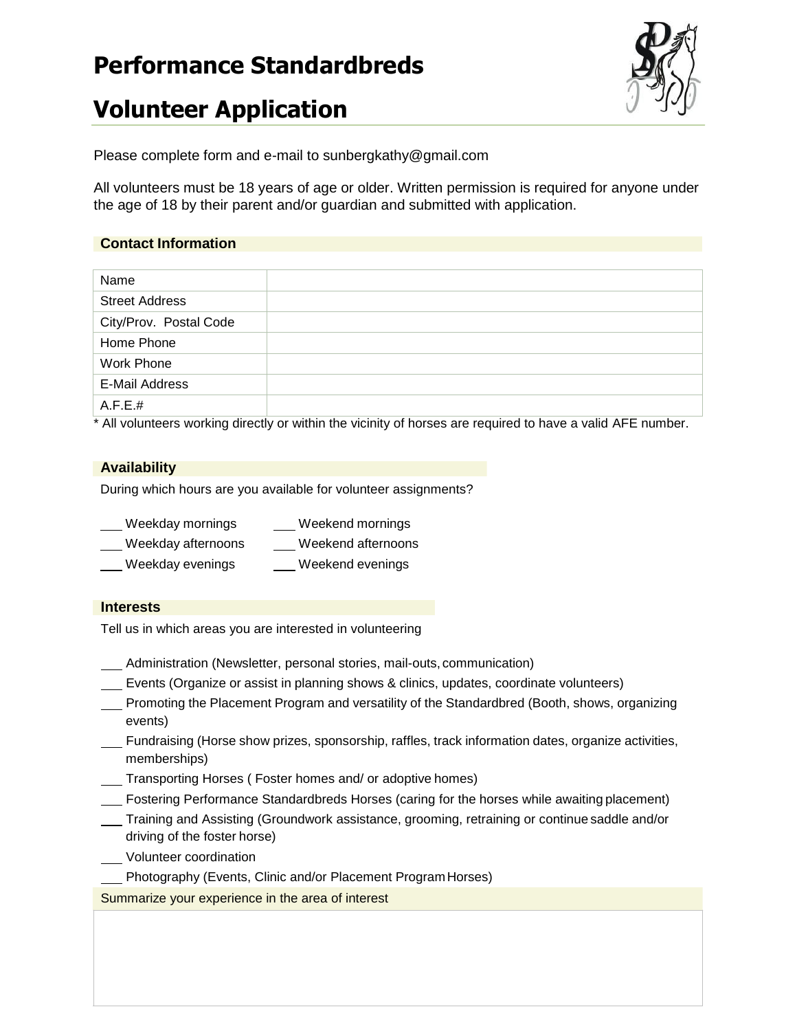# Performance Standardbreds

# Volunteer Application

Please complete form and e-mail to sunbergkathy@gmail.com

All volunteers must be 18 years of age or older. Written permission is required for anyone under the age of 18 by their parent and/or guardian and submitted with application.

### Contact Information

| Name | |
|---|---|
| Street Address | |
| City/Prov. Postal Code | |
| Home Phone | |
| Work Phone | |
| E-Mail Address | |
| A.F.E.# | |

* All volunteers working directly or within the vicinity of horses are required to have a valid AFE number.

### Availability

During which hours are you available for volunteer assignments?

___ Weekday mornings ___ Weekend mornings

___ Weekday afternoons ___ Weekend afternoons

___ Weekday evenings ___ Weekend evenings

### Interests

Tell us in which areas you are interested in volunteering

___ Administration (Newsletter, personal stories, mail-outs, communication)

___ Events (Organize or assist in planning shows & clinics, updates, coordinate volunteers)

___ Promoting the Placement Program and versatility of the Standardbred (Booth, shows, organizing events)

___ Fundraising (Horse show prizes, sponsorship, raffles, track information dates, organize activities, memberships)

___ Transporting Horses ( Foster homes and/ or adoptive homes)

___ Fostering Performance Standardbreds Horses (caring for the horses while awaiting placement)

___ Training and Assisting (Groundwork assistance, grooming, retraining or continue saddle and/or driving of the foster horse)

___ Volunteer coordination

___ Photography (Events, Clinic and/or Placement Program Horses)

| Summarize your experience in the area of interest |
|---|
| |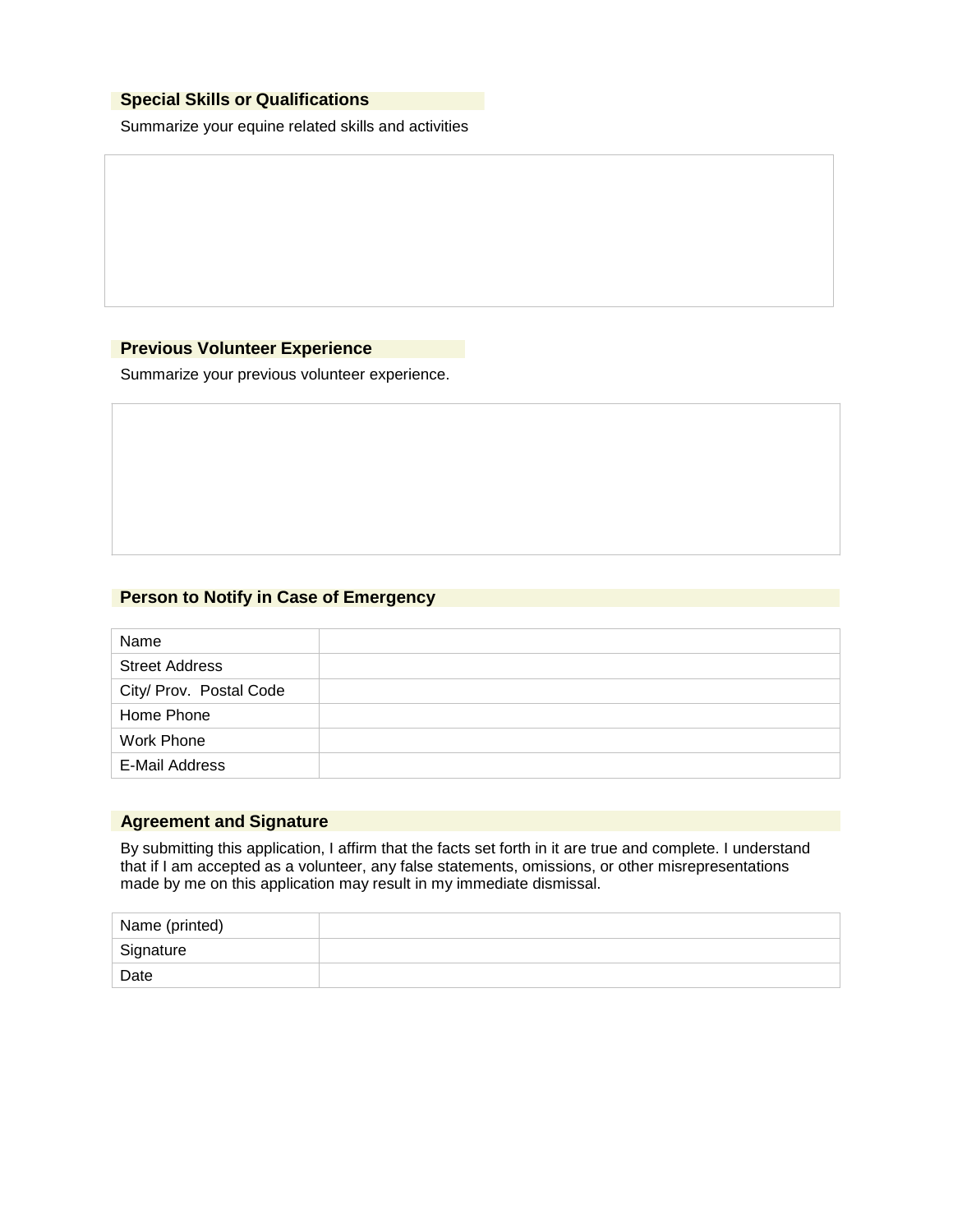## Special Skills or Qualifications

Summarize your equine related skills and activities

## Previous Volunteer Experience

Summarize your previous volunteer experience.

## Person to Notify in Case of Emergency

| | |
|---|---|
| Name | |
| Street Address | |
| City/ Prov. Postal Code | |
| Home Phone | |
| Work Phone | |
| E-Mail Address | |

## Agreement and Signature

By submitting this application, I affirm that the facts set forth in it are true and complete. I understand that if I am accepted as a volunteer, any false statements, omissions, or other misrepresentations made by me on this application may result in my immediate dismissal.

| | |
|---|---|
| Name (printed) | |
| Signature | |
| Date | |